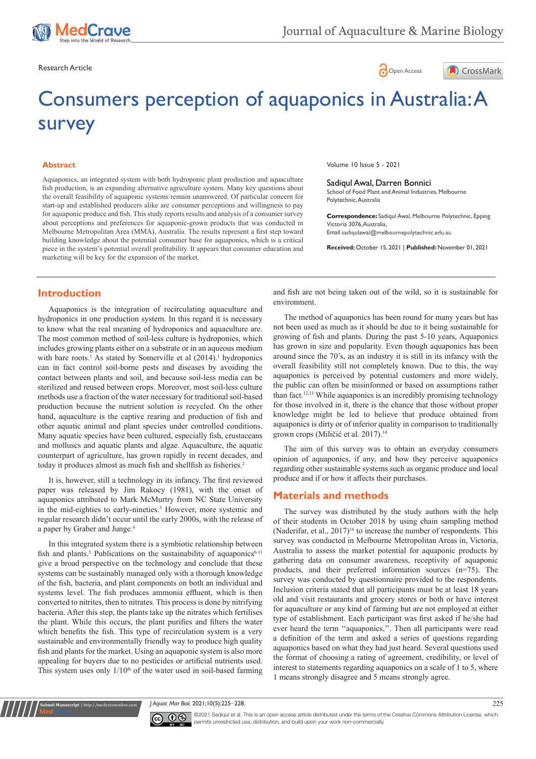Research Article

Open Access

# Consumers perception of aquaponics in Australia: A survey

## Abstract

Aquaponics, an integrated system with both hydroponic plant production and aquaculture fish production, is an expanding alternative agriculture system. Many key questions about the overall feasibility of aquaponic systems remain unanswered. Of particular concern for start-up and established producers alike are consumer perceptions and willingness to pay for aquaponic produce and fish. This study reports results and analysis of a consumer survey about perceptions and preferences for aquaponic-grown products that was conducted in Melbourne Metropolitan Area (MMA), Australia. The results represent a first step toward building knowledge about the potential consumer base for aquaponics, which is a critical piece in the system's potential overall profitability. It appears that consumer education and marketing will be key for the expansion of the market.

Volume 10 Issue 5 - 2021

**Sadiqul Awal, Darren Bonnici**

School of Food Plant and Animal Industries, Melbourne Polytechnic, Australia

**Correspondence:** Sadiqul Awal, Melbourne Polytechnic, Epping Victoria 3076, Australia, Email sadiqulawal@melbournepolytechnic.edu.au

**Received:** October 15, 2021 | **Published:** November 01, 2021

## Introduction

Aquaponics is the integration of recirculating aquaculture and hydroponics in one production system. In this regard it is necessary to know what the real meaning of hydroponics and aquaculture are. The most common method of soil-less culture is hydroponics, which includes growing plants either on a substrate or in an aqueous medium with bare roots.[1] As stated by Somerville et al (2014).[1] hydroponics can in fact control soil-borne pests and diseases by avoiding the contact between plants and soil, and because soil-less media can be sterilized and reused between crops. Moreover, most soil-less culture methods use a fraction of the water necessary for traditional soil-based production because the nutrient solution is recycled. On the other hand, aquaculture is the captive rearing and production of fish and other aquatic animal and plant species under controlled conditions. Many aquatic species have been cultured, especially fish, crustaceans and molluscs and aquatic plants and algae. Aquaculture, the aquatic counterpart of agriculture, has grown rapidly in recent decades, and today it produces almost as much fish and shellfish as fisheries.[2]

It is, however, still a technology in its infancy. The first reviewed paper was released by Jim Rakocy (1981), with the onset of aquaponics attributed to Mark McMurtry from NC State University in the mid-eighties to early-nineties.[3] However, more systemic and regular research didn't occur until the early 2000s, with the release of a paper by Graber and Junge.[4]

In this integrated system there is a symbiotic relationship between fish and plants.[5] Publications on the sustainability of aquaponics[6-11] give a broad perspective on the technology and conclude that these systems can be sustainably managed only with a thorough knowledge of the fish, bacteria, and plant components on both an individual and systems level. The fish produces ammonia effluent, which is then converted to nitrites, then to nitrates. This process is done by nitrifying bacteria. After this step, the plants take up the nitrates which fertilises the plant. While this occurs, the plant purifies and filters the water which benefits the fish. This type of recirculation system is a very sustainable and environmentally friendly way to produce high quality fish and plants for the market. Using an aquaponic system is also more appealing for buyers due to no pesticides or artificial nutrients used. This system uses only 1/10th of the water used in soil-based farming and fish are not being taken out of the wild, so it is sustainable for environment.

The method of aquaponics has been round for many years but has not been used as much as it should be due to it being sustainable for growing of fish and plants. During the past 5-10 years, Aquaponics has grown in size and popularity. Even though aquaponics has been around since the 70's, as an industry it is still in its infancy with the overall feasibility still not completely known. Due to this, the way aquaponics is perceived by potential customers and more widely, the public can often be misinformed or based on assumptions rather than fact.[12,13] While aquaponics is an incredibly promising technology for those involved in it, there is the chance that those without proper knowledge might be led to believe that produce obtained from aquaponics is dirty or of inferior quality in comparison to traditionally grown crops (Miličić et al. 2017).[14]

The aim of this survey was to obtain an everyday consumers opinion of aquaponics, if any, and how they perceive aquaponics regarding other sustainable systems such as organic produce and local produce and if or how it affects their purchases.

## Materials and methods

The survey was distributed by the study authors with the help of their students in October 2018 by using chain sampling method (Naderifar, et al., 2017)[16] to increase the number of respondents. This survey was conducted in Melbourne Metropolitan Areas in, Victoria, Australia to assess the market potential for aquaponic products by gathering data on consumer awareness, receptivity of aquaponic products, and their preferred information sources (n=75). The survey was conducted by questionnaire provided to the respondents. Inclusion criteria stated that all participants must be at least 18 years old and visit restaurants and grocery stores or both or have interest for aquaculture or any kind of farming but are not employed at either type of establishment. Each participant was first asked if he/she had ever heard the term ''aquaponics,''. Then all participants were read a definition of the term and asked a series of questions regarding aquaponics based on what they had just heard. Several questions used the format of choosing a rating of agreement, credibility, or level of interest to statements regarding aquaponics on a scale of 1 to 5, where 1 means strongly disagree and 5 means strongly agree.

©2021 Sadiqul et al. This is an open access article distributed under the terms of the Creative Commons Attribution License, which permits unrestricted use, distribution, and build upon your work non-commercially.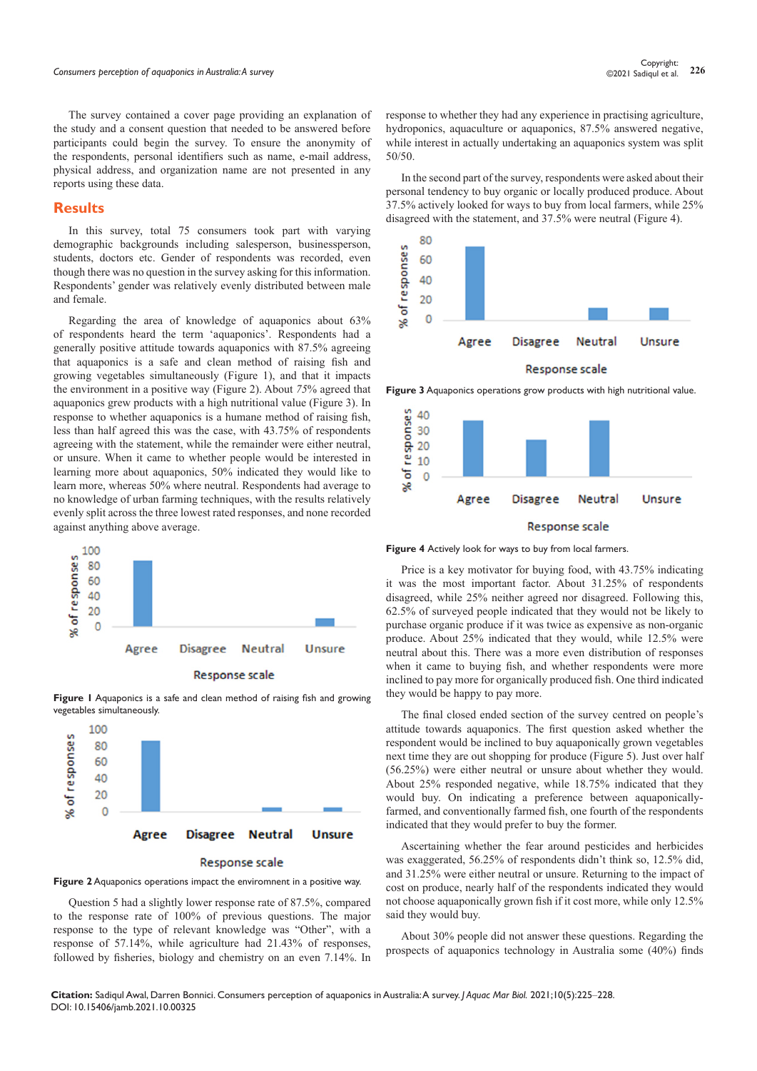The survey contained a cover page providing an explanation of the study and a consent question that needed to be answered before participants could begin the survey. To ensure the anonymity of the respondents, personal identifiers such as name, e-mail address, physical address, and organization name are not presented in any reports using these data.

## Results

In this survey, total 75 consumers took part with varying demographic backgrounds including salesperson, businessperson, students, doctors etc. Gender of respondents was recorded, even though there was no question in the survey asking for this information. Respondents' gender was relatively evenly distributed between male and female.

Regarding the area of knowledge of aquaponics about 63% of respondents heard the term 'aquaponics'. Respondents had a generally positive attitude towards aquaponics with 87.5% agreeing that aquaponics is a safe and clean method of raising fish and growing vegetables simultaneously (Figure 1), and that it impacts the environment in a positive way (Figure 2). About *75%* agreed that aquaponics grew products with a high nutritional value (Figure 3). In response to whether aquaponics is a humane method of raising fish, less than half agreed this was the case, with 43.75% of respondents agreeing with the statement, while the remainder were either neutral, or unsure. When it came to whether people would be interested in learning more about aquaponics, 50% indicated they would like to learn more, whereas 50% where neutral. Respondents had average to no knowledge of urban farming techniques, with the results relatively evenly split across the three lowest rated responses, and none recorded against anything above average.

**Figure 1** Aquaponics is a safe and clean method of raising fish and growing vegetables simultaneously.

**Figure 2** Aquaponics operations impact the environment in a positive way.

Question 5 had a slightly lower response rate of 87.5%, compared to the response rate of 100% of previous questions. The major response to the type of relevant knowledge was "Other", with a response of 57.14%, while agriculture had 21.43% of responses, followed by fisheries, biology and chemistry on an even 7.14%. In response to whether they had any experience in practising agriculture, hydroponics, aquaculture or aquaponics, 87.5% answered negative, while interest in actually undertaking an aquaponics system was split 50/50.

In the second part of the survey, respondents were asked about their personal tendency to buy organic or locally produced produce. About 37.5% actively looked for ways to buy from local farmers, while 25% disagreed with the statement, and 37.5% were neutral (Figure 4).

**Figure 3** Aquaponics operations grow products with high nutritional value.

**Figure 4** Actively look for ways to buy from local farmers.

Price is a key motivator for buying food, with 43.75% indicating it was the most important factor. About 31.25% of respondents disagreed, while 25% neither agreed nor disagreed. Following this, 62.5% of surveyed people indicated that they would not be likely to purchase organic produce if it was twice as expensive as non-organic produce. About 25% indicated that they would, while 12.5% were neutral about this. There was a more even distribution of responses when it came to buying fish, and whether respondents were more inclined to pay more for organically produced fish. One third indicated they would be happy to pay more.

The final closed ended section of the survey centred on people's attitude towards aquaponics. The first question asked whether the respondent would be inclined to buy aquaponically grown vegetables next time they are out shopping for produce (Figure 5). Just over half (56.25%) were either neutral or unsure about whether they would. About 25% responded negative, while 18.75% indicated that they would buy. On indicating a preference between aquaponically-farmed, and conventionally farmed fish, one fourth of the respondents indicated that they would prefer to buy the former.

Ascertaining whether the fear around pesticides and herbicides was exaggerated, 56.25% of respondents didn't think so, 12.5% did, and 31.25% were either neutral or unsure. Returning to the impact of cost on produce, nearly half of the respondents indicated they would not choose aquaponically grown fish if it cost more, while only 12.5% said they would buy.

About 30% people did not answer these questions. Regarding the prospects of aquaponics technology in Australia some (40%) finds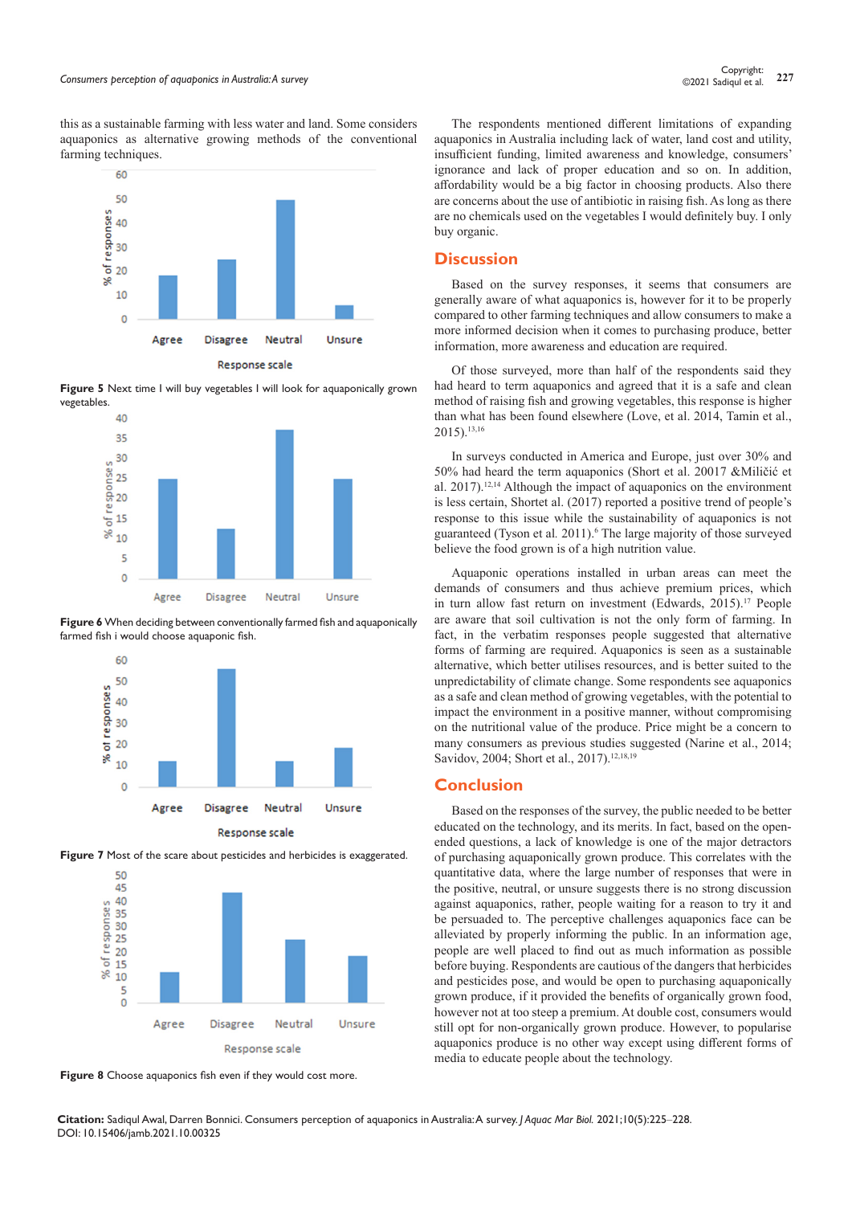this as a sustainable farming with less water and land. Some considers aquaponics as alternative growing methods of the conventional farming techniques.

**Figure 5** Next time I will buy vegetables I will look for aquaponically grown vegetables.

**Figure 6** When deciding between conventionally farmed fish and aquaponically farmed fish i would choose aquaponic fish.

**Figure 7** Most of the scare about pesticides and herbicides is exaggerated.

**Figure 8** Choose aquaponics fish even if they would cost more.

The respondents mentioned different limitations of expanding aquaponics in Australia including lack of water, land cost and utility, insufficient funding, limited awareness and knowledge, consumers' ignorance and lack of proper education and so on. In addition, affordability would be a big factor in choosing products. Also there are concerns about the use of antibiotic in raising fish. As long as there are no chemicals used on the vegetables I would definitely buy. I only buy organic.

## Discussion

Based on the survey responses, it seems that consumers are generally aware of what aquaponics is, however for it to be properly compared to other farming techniques and allow consumers to make a more informed decision when it comes to purchasing produce, better information, more awareness and education are required.

Of those surveyed, more than half of the respondents said they had heard to term aquaponics and agreed that it is a safe and clean method of raising fish and growing vegetables, this response is higher than what has been found elsewhere (Love, et al. 2014, Tamin et al., 2015).[13,16]

In surveys conducted in America and Europe, just over 30% and 50% had heard the term aquaponics (Short et al. 20017 &Miličić et al. 2017).[12,14] Although the impact of aquaponics on the environment is less certain, Shortet al. (2017) reported a positive trend of people's response to this issue while the sustainability of aquaponics is not guaranteed (Tyson et al. 2011).[6] The large majority of those surveyed believe the food grown is of a high nutrition value.

Aquaponic operations installed in urban areas can meet the demands of consumers and thus achieve premium prices, which in turn allow fast return on investment (Edwards, 2015).[17] People are aware that soil cultivation is not the only form of farming. In fact, in the verbatim responses people suggested that alternative forms of farming are required. Aquaponics is seen as a sustainable alternative, which better utilises resources, and is better suited to the unpredictability of climate change. Some respondents see aquaponics as a safe and clean method of growing vegetables, with the potential to impact the environment in a positive manner, without compromising on the nutritional value of the produce. Price might be a concern to many consumers as previous studies suggested (Narine et al., 2014; Savidov, 2004; Short et al., 2017).[12,18,19]

## Conclusion

Based on the responses of the survey, the public needed to be better educated on the technology, and its merits. In fact, based on the open-ended questions, a lack of knowledge is one of the major detractors of purchasing aquaponically grown produce. This correlates with the quantitative data, where the large number of responses that were in the positive, neutral, or unsure suggests there is no strong discussion against aquaponics, rather, people waiting for a reason to try it and be persuaded to. The perceptive challenges aquaponics face can be alleviated by properly informing the public. In an information age, people are well placed to find out as much information as possible before buying. Respondents are cautious of the dangers that herbicides and pesticides pose, and would be open to purchasing aquaponically grown produce, if it provided the benefits of organically grown food, however not at too steep a premium. At double cost, consumers would still opt for non-organically grown produce. However, to popularise aquaponics produce is no other way except using different forms of media to educate people about the technology.

**Citation:** Sadiqul Awal, Darren Bonnici. Consumers perception of aquaponics in Australia: A survey. *J Aquac Mar Biol.* 2021;10(5):225‒228. DOI: 10.15406/jamb.2021.10.00325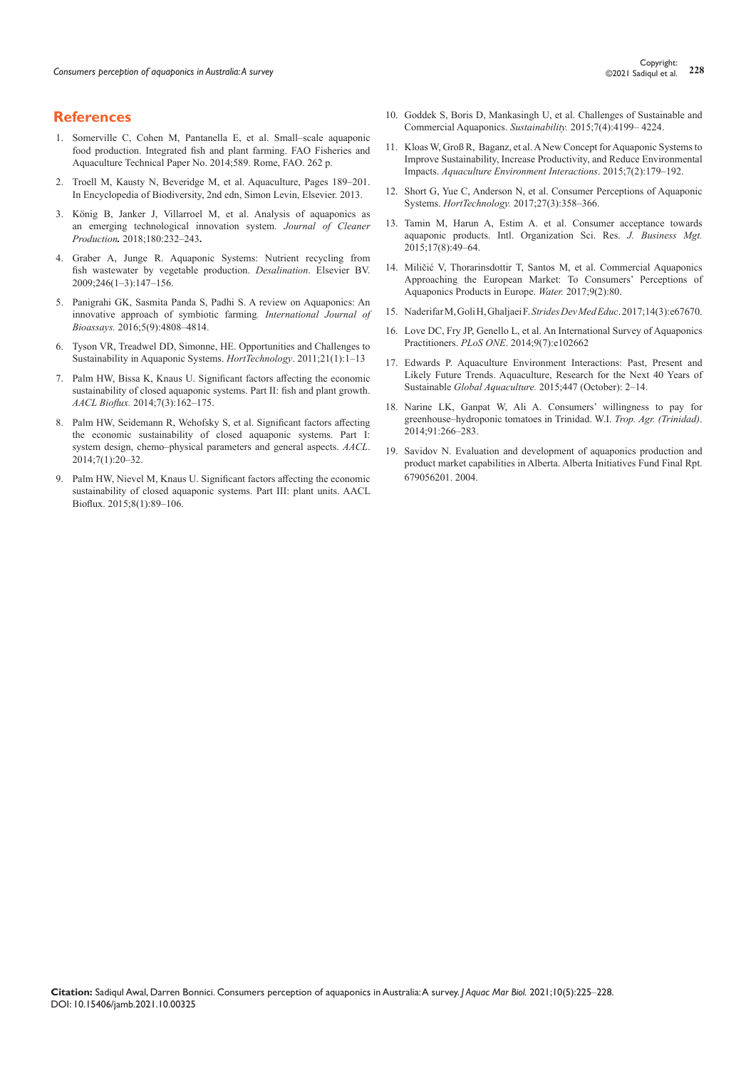## References

1. Somerville C, Cohen M, Pantanella E, et al. Small–scale aquaponic food production. Integrated fish and plant farming. FAO Fisheries and Aquaculture Technical Paper No. 2014;589. Rome, FAO. 262 p.
2. Troell M, Kausty N, Beveridge M, et al. Aquaculture, Pages 189–201. In Encyclopedia of Biodiversity, 2nd edn, Simon Levin, Elsevier. 2013.
3. König B, Janker J, Villarroel M, et al. Analysis of aquaponics as an emerging technological innovation system. *Journal of Cleaner Production.* 2018;180:232–243**.**
4. Graber A, Junge R. Aquaponic Systems: Nutrient recycling from fish wastewater by vegetable production. *Desalination*. Elsevier BV. 2009;246(1–3):147–156.
5. Panigrahi GK, Sasmita Panda S, Padhi S. A review on Aquaponics: An innovative approach of symbiotic farming*. International Journal of Bioassays.* 2016;5(9):4808–4814.
6. Tyson VR, Treadwel DD, Simonne, HE. Opportunities and Challenges to Sustainability in Aquaponic Systems. *HortTechnology*. 2011;21(1):1–13
7. Palm HW, Bissa K, Knaus U. Significant factors affecting the economic sustainability of closed aquaponic systems. Part II: fish and plant growth. *AACL Bioflux.* 2014;7(3):162–175.
8. Palm HW, Seidemann R, Wehofsky S, et al. Significant factors affecting the economic sustainability of closed aquaponic systems. Part I: system design, chemo–physical parameters and general aspects. *AACL*. 2014;7(1):20–32.
9. Palm HW, Nievel M, Knaus U. Significant factors affecting the economic sustainability of closed aquaponic systems. Part III: plant units. AACL Bioflux. 2015;8(1):89–106.
10. Goddek S, Boris D, Mankasingh U, et al. Challenges of Sustainable and Commercial Aquaponics. *Sustainability.* 2015;7(4):4199– 4224.
11. Kloas W, Groß R, Baganz, et al. A New Concept for Aquaponic Systems to Improve Sustainability, Increase Productivity, and Reduce Environmental Impacts. *Aquaculture Environment Interactions*. 2015;7(2):179–192.
12. Short G, Yue C, Anderson N, et al. Consumer Perceptions of Aquaponic Systems. *HortTechnology.* 2017;27(3):358–366.
13. Tamin M, Harun A, Estim A. et al. Consumer acceptance towards aquaponic products. Intl. Organization Sci. Res. *J. Business Mgt.* 2015;17(8):49–64.
14. Miličić V, Thorarinsdottir T, Santos M, et al. Commercial Aquaponics Approaching the European Market: To Consumers' Perceptions of Aquaponics Products in Europe. *Water.* 2017;9(2):80.
15. Naderifar M, Goli H, Ghaljaei F. *Strides Dev Med Educ*. 2017;14(3):e67670.
16. Love DC, Fry JP, Genello L, et al. An International Survey of Aquaponics Practitioners. *PLoS ONE*. 2014;9(7):e102662
17. Edwards P. Aquaculture Environment Interactions: Past, Present and Likely Future Trends. Aquaculture, Research for the Next 40 Years of Sustainable *Global Aquaculture.* 2015;447 (October): 2–14.
18. Narine LK, Ganpat W, Ali A. Consumers' willingness to pay for greenhouse–hydroponic tomatoes in Trinidad. W.I. *Trop. Agr. (Trinidad)*. 2014;91:266–283.
19. Savidov N. Evaluation and development of aquaponics production and product market capabilities in Alberta. Alberta Initiatives Fund Final Rpt. 679056201. 2004.